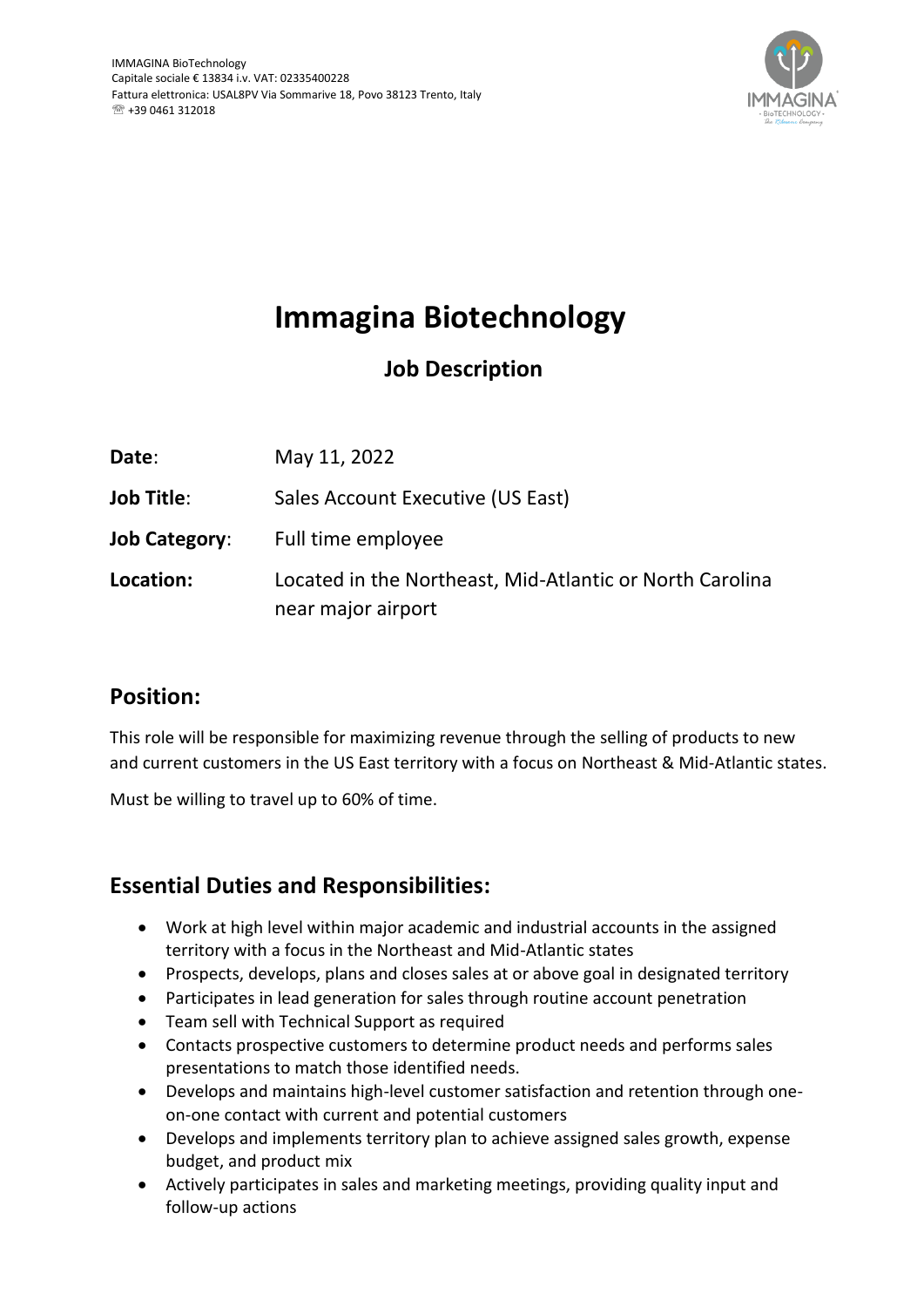IMMAGINA BioTechnology
Capitale sociale € 13834 i.v. VAT: 02335400228
Fattura elettronica: USAL8PV Via Sommarive 18, Povo 38123 Trento, Italy
☏ +39 0461 312018

# Immagina Biotechnology

## Job Description

**Date**: May 11, 2022

**Job Title**: Sales Account Executive (US East)

**Job Category**: Full time employee

**Location:** Located in the Northeast, Mid-Atlantic or North Carolina near major airport

## Position:

This role will be responsible for maximizing revenue through the selling of products to new and current customers in the US East territory with a focus on Northeast & Mid-Atlantic states.

Must be willing to travel up to 60% of time.

## Essential Duties and Responsibilities:

- Work at high level within major academic and industrial accounts in the assigned territory with a focus in the Northeast and Mid-Atlantic states
- Prospects, develops, plans and closes sales at or above goal in designated territory
- Participates in lead generation for sales through routine account penetration
- Team sell with Technical Support as required
- Contacts prospective customers to determine product needs and performs sales presentations to match those identified needs.
- Develops and maintains high-level customer satisfaction and retention through one-on-one contact with current and potential customers
- Develops and implements territory plan to achieve assigned sales growth, expense budget, and product mix
- Actively participates in sales and marketing meetings, providing quality input and follow-up actions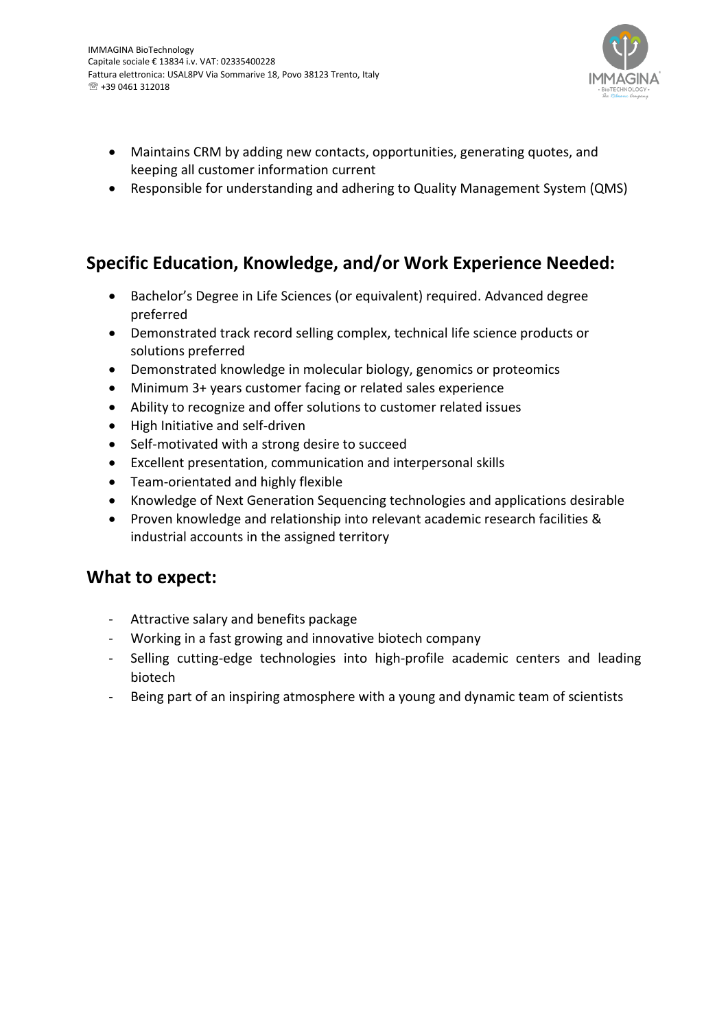- Maintains CRM by adding new contacts, opportunities, generating quotes, and keeping all customer information current
- Responsible for understanding and adhering to Quality Management System (QMS)

## Specific Education, Knowledge, and/or Work Experience Needed:

- Bachelor's Degree in Life Sciences (or equivalent) required. Advanced degree preferred
- Demonstrated track record selling complex, technical life science products or solutions preferred
- Demonstrated knowledge in molecular biology, genomics or proteomics
- Minimum 3+ years customer facing or related sales experience
- Ability to recognize and offer solutions to customer related issues
- High Initiative and self-driven
- Self-motivated with a strong desire to succeed
- Excellent presentation, communication and interpersonal skills
- Team-orientated and highly flexible
- Knowledge of Next Generation Sequencing technologies and applications desirable
- Proven knowledge and relationship into relevant academic research facilities & industrial accounts in the assigned territory

## What to expect:

- Attractive salary and benefits package
- Working in a fast growing and innovative biotech company
- Selling cutting-edge technologies into high-profile academic centers and leading biotech
- Being part of an inspiring atmosphere with a young and dynamic team of scientists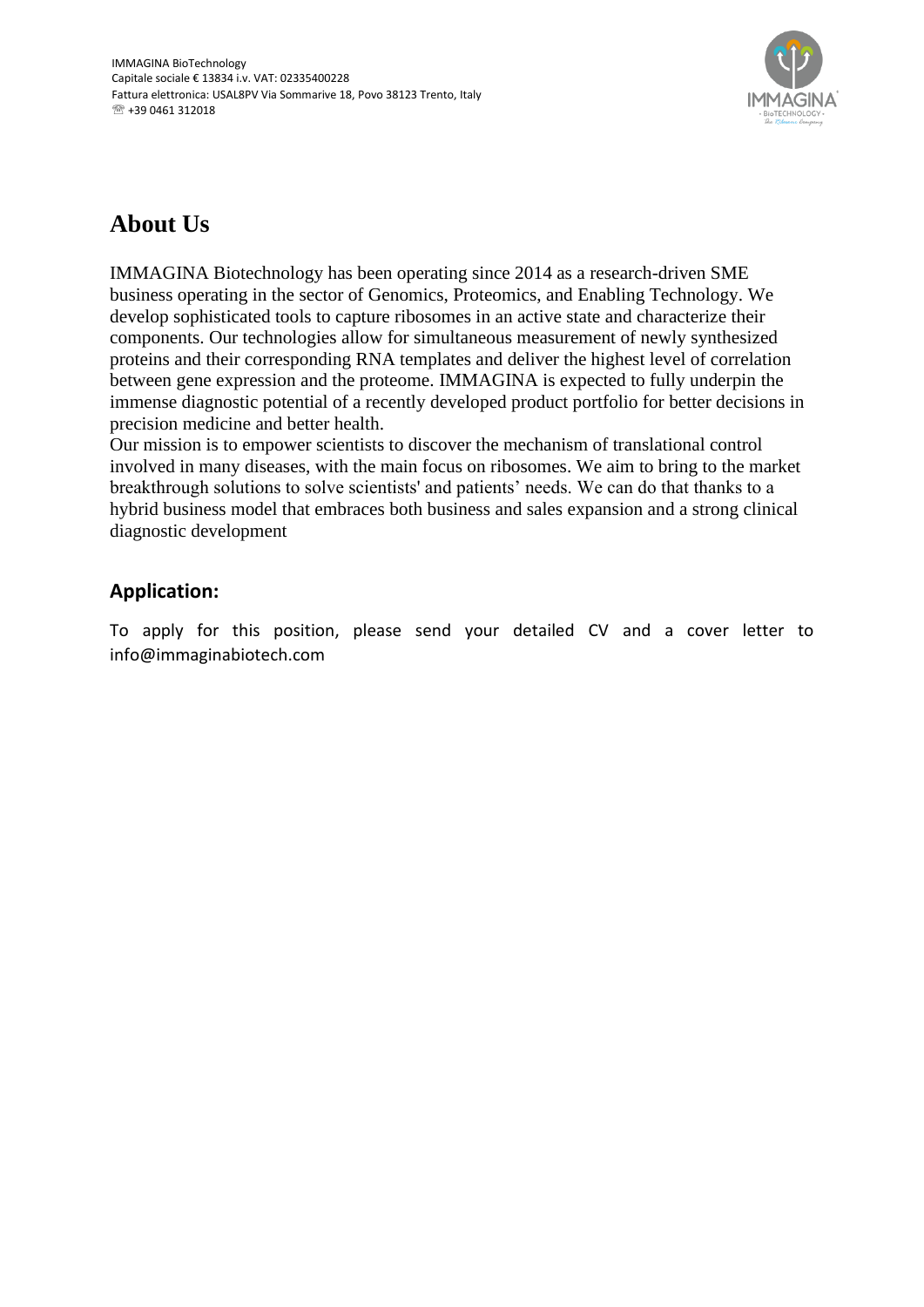IMMAGINA BioTechnology
Capitale sociale € 13834 i.v. VAT: 02335400228
Fattura elettronica: USAL8PV Via Sommarive 18, Povo 38123 Trento, Italy
☏ +39 0461 312018

## About Us

IMMAGINA Biotechnology has been operating since 2014 as a research-driven SME business operating in the sector of Genomics, Proteomics, and Enabling Technology. We develop sophisticated tools to capture ribosomes in an active state and characterize their components. Our technologies allow for simultaneous measurement of newly synthesized proteins and their corresponding RNA templates and deliver the highest level of correlation between gene expression and the proteome. IMMAGINA is expected to fully underpin the immense diagnostic potential of a recently developed product portfolio for better decisions in precision medicine and better health.
Our mission is to empower scientists to discover the mechanism of translational control involved in many diseases, with the main focus on ribosomes. We aim to bring to the market breakthrough solutions to solve scientists' and patients' needs. We can do that thanks to a hybrid business model that embraces both business and sales expansion and a strong clinical diagnostic development

### Application:

To apply for this position, please send your detailed CV and a cover letter to info@immaginabiotech.com